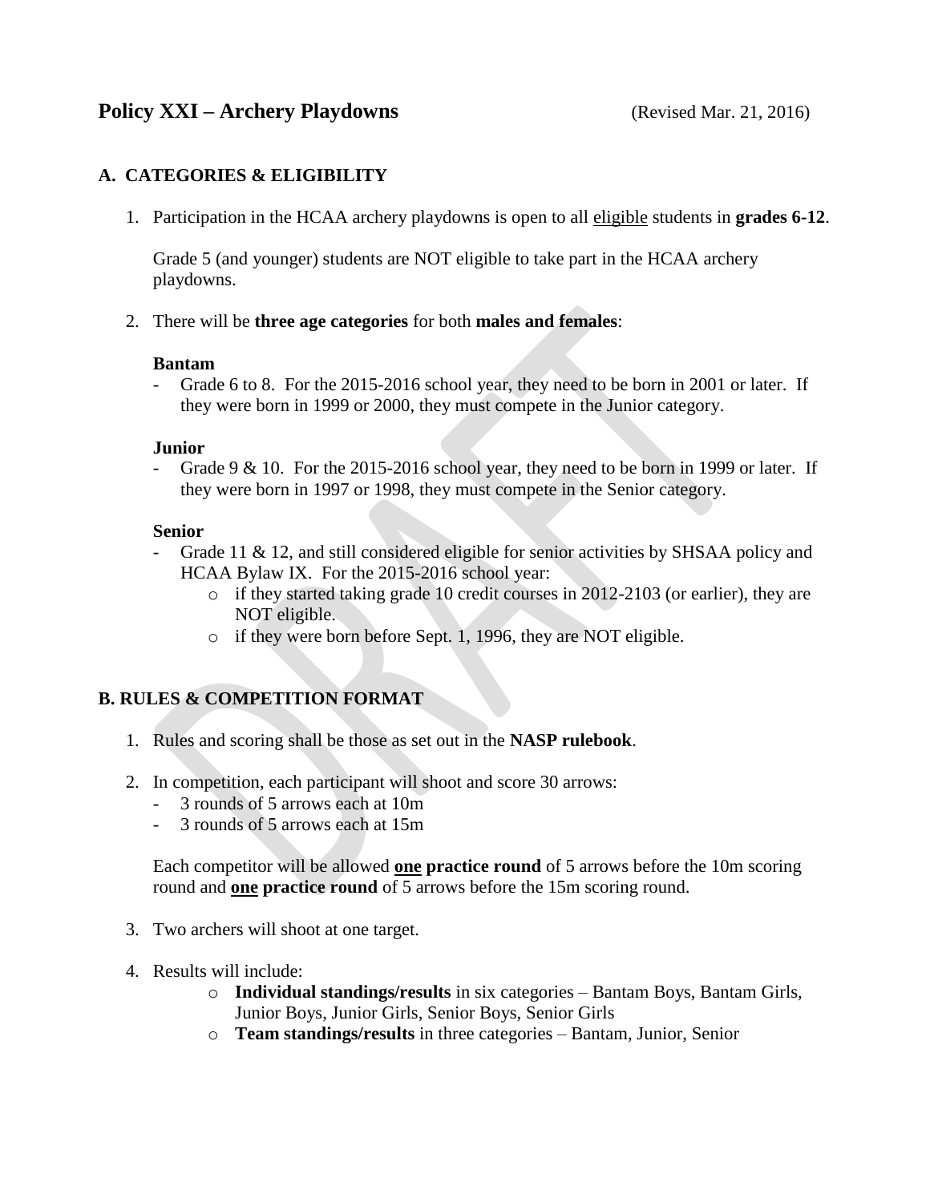# Policy XXI – Archery Playdowns (Revised Mar. 21, 2016)

## A. CATEGORIES & ELIGIBILITY

1. Participation in the HCAA archery playdowns is open to all eligible students in **grades 6-12**.

   Grade 5 (and younger) students are NOT eligible to take part in the HCAA archery playdowns.

2. There will be **three age categories** for both **males and females**:

   **Bantam**
   - Grade 6 to 8. For the 2015-2016 school year, they need to be born in 2001 or later. If they were born in 1999 or 2000, they must compete in the Junior category.

   **Junior**
   - Grade 9 & 10. For the 2015-2016 school year, they need to be born in 1999 or later. If they were born in 1997 or 1998, they must compete in the Senior category.

   **Senior**
   - Grade 11 & 12, and still considered eligible for senior activities by SHSAA policy and HCAA Bylaw IX. For the 2015-2016 school year:
     - if they started taking grade 10 credit courses in 2012-2103 (or earlier), they are NOT eligible.
     - if they were born before Sept. 1, 1996, they are NOT eligible.

## B. RULES & COMPETITION FORMAT

1. Rules and scoring shall be those as set out in the **NASP rulebook**.

2. In competition, each participant will shoot and score 30 arrows:
   - 3 rounds of 5 arrows each at 10m
   - 3 rounds of 5 arrows each at 15m

   Each competitor will be allowed **one practice round** of 5 arrows before the 10m scoring round and **one practice round** of 5 arrows before the 15m scoring round.

3. Two archers will shoot at one target.

4. Results will include:
   - **Individual standings/results** in six categories – Bantam Boys, Bantam Girls, Junior Boys, Junior Girls, Senior Boys, Senior Girls
   - **Team standings/results** in three categories – Bantam, Junior, Senior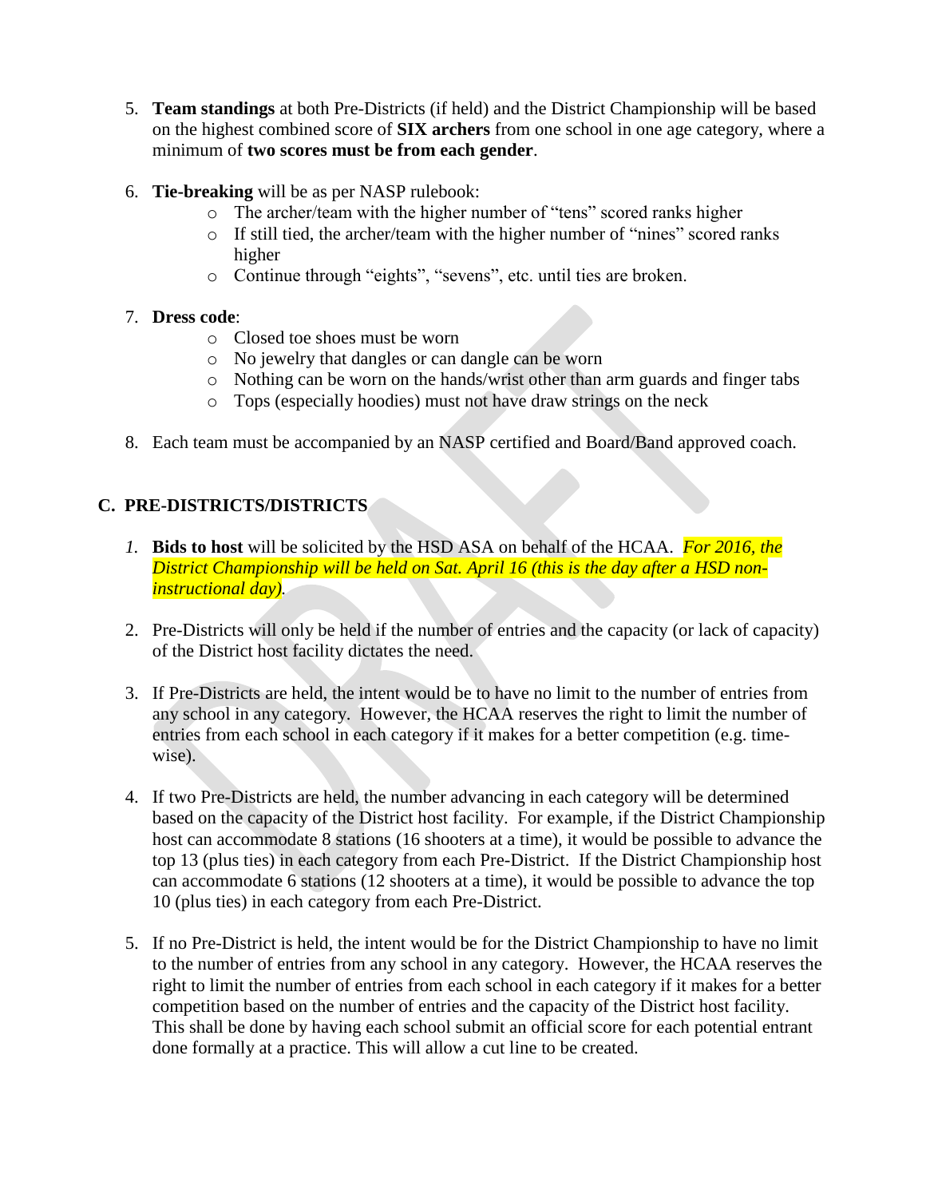5. **Team standings** at both Pre-Districts (if held) and the District Championship will be based on the highest combined score of **SIX archers** from one school in one age category, where a minimum of **two scores must be from each gender**.

6. **Tie-breaking** will be as per NASP rulebook:
   - The archer/team with the higher number of "tens" scored ranks higher
   - If still tied, the archer/team with the higher number of "nines" scored ranks higher
   - Continue through "eights", "sevens", etc. until ties are broken.

7. **Dress code**:
   - Closed toe shoes must be worn
   - No jewelry that dangles or can dangle can be worn
   - Nothing can be worn on the hands/wrist other than arm guards and finger tabs
   - Tops (especially hoodies) must not have draw strings on the neck

8. Each team must be accompanied by an NASP certified and Board/Band approved coach.

## C. PRE-DISTRICTS/DISTRICTS

1. **Bids to host** will be solicited by the HSD ASA on behalf of the HCAA. *For 2016, the District Championship will be held on Sat. April 16 (this is the day after a HSD non-instructional day).*

2. Pre-Districts will only be held if the number of entries and the capacity (or lack of capacity) of the District host facility dictates the need.

3. If Pre-Districts are held, the intent would be to have no limit to the number of entries from any school in any category. However, the HCAA reserves the right to limit the number of entries from each school in each category if it makes for a better competition (e.g. time-wise).

4. If two Pre-Districts are held, the number advancing in each category will be determined based on the capacity of the District host facility. For example, if the District Championship host can accommodate 8 stations (16 shooters at a time), it would be possible to advance the top 13 (plus ties) in each category from each Pre-District. If the District Championship host can accommodate 6 stations (12 shooters at a time), it would be possible to advance the top 10 (plus ties) in each category from each Pre-District.

5. If no Pre-District is held, the intent would be for the District Championship to have no limit to the number of entries from any school in any category. However, the HCAA reserves the right to limit the number of entries from each school in each category if it makes for a better competition based on the number of entries and the capacity of the District host facility. This shall be done by having each school submit an official score for each potential entrant done formally at a practice. This will allow a cut line to be created.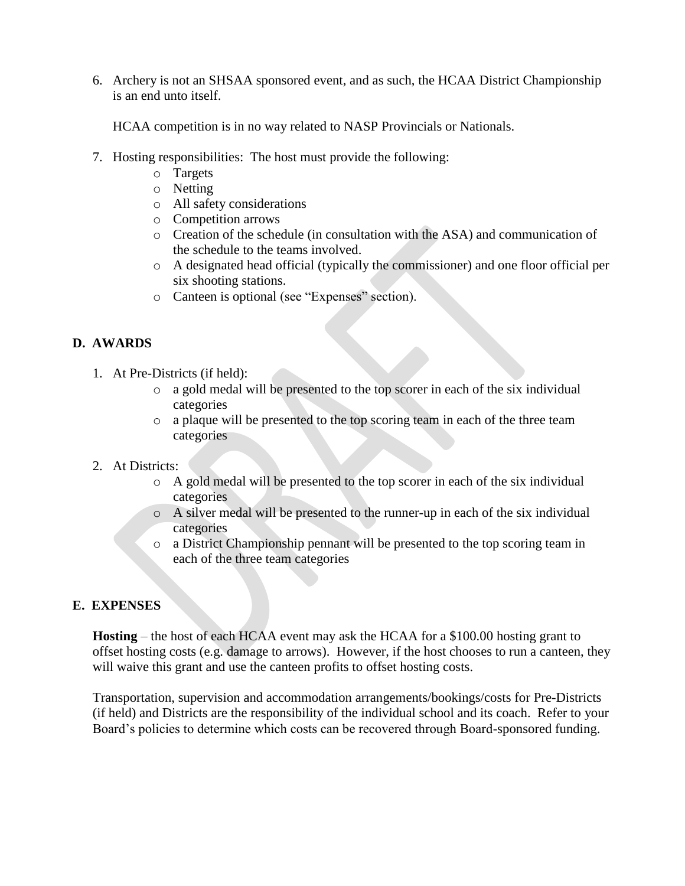6. Archery is not an SHSAA sponsored event, and as such, the HCAA District Championship is an end unto itself.

   HCAA competition is in no way related to NASP Provincials or Nationals.

7. Hosting responsibilities: The host must provide the following:
   - Targets
   - Netting
   - All safety considerations
   - Competition arrows
   - Creation of the schedule (in consultation with the ASA) and communication of the schedule to the teams involved.
   - A designated head official (typically the commissioner) and one floor official per six shooting stations.
   - Canteen is optional (see "Expenses" section).

## D. AWARDS

1. At Pre-Districts (if held):
   - a gold medal will be presented to the top scorer in each of the six individual categories
   - a plaque will be presented to the top scoring team in each of the three team categories

2. At Districts:
   - A gold medal will be presented to the top scorer in each of the six individual categories
   - A silver medal will be presented to the runner-up in each of the six individual categories
   - a District Championship pennant will be presented to the top scoring team in each of the three team categories

## E. EXPENSES

**Hosting** – the host of each HCAA event may ask the HCAA for a $100.00 hosting grant to offset hosting costs (e.g. damage to arrows). However, if the host chooses to run a canteen, they will waive this grant and use the canteen profits to offset hosting costs.

Transportation, supervision and accommodation arrangements/bookings/costs for Pre-Districts (if held) and Districts are the responsibility of the individual school and its coach. Refer to your Board's policies to determine which costs can be recovered through Board-sponsored funding.